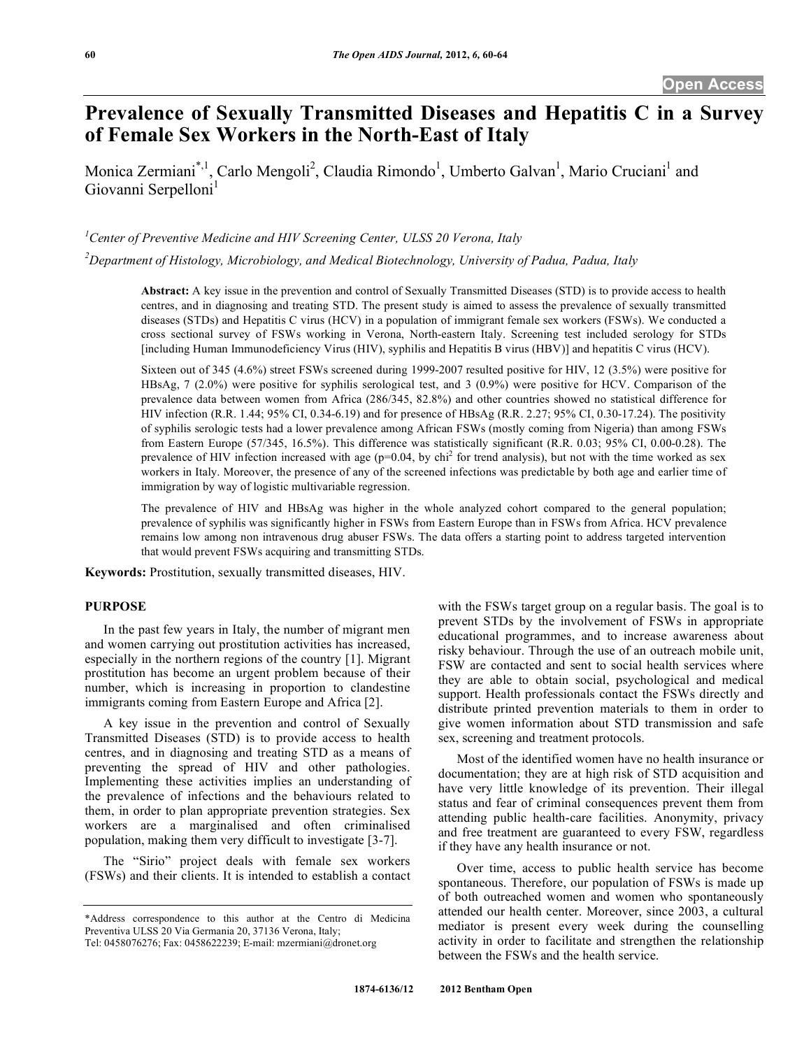# Prevalence of Sexually Transmitted Diseases and Hepatitis C in a Survey of Female Sex Workers in the North-East of Italy

Monica Zermiani[*,1], Carlo Mengoli[2], Claudia Rimondo[1], Umberto Galvan[1], Mario Cruciani[1] and Giovanni Serpelloni[1]

[1]Center of Preventive Medicine and HIV Screening Center, ULSS 20 Verona, Italy

[2]Department of Histology, Microbiology, and Medical Biotechnology, University of Padua, Padua, Italy

**Abstract:** A key issue in the prevention and control of Sexually Transmitted Diseases (STD) is to provide access to health centres, and in diagnosing and treating STD. The present study is aimed to assess the prevalence of sexually transmitted diseases (STDs) and Hepatitis C virus (HCV) in a population of immigrant female sex workers (FSWs). We conducted a cross sectional survey of FSWs working in Verona, North-eastern Italy. Screening test included serology for STDs [including Human Immunodeficiency Virus (HIV), syphilis and Hepatitis B virus (HBV)] and hepatitis C virus (HCV).

Sixteen out of 345 (4.6%) street FSWs screened during 1999-2007 resulted positive for HIV, 12 (3.5%) were positive for HBsAg, 7 (2.0%) were positive for syphilis serological test, and 3 (0.9%) were positive for HCV. Comparison of the prevalence data between women from Africa (286/345, 82.8%) and other countries showed no statistical difference for HIV infection (R.R. 1.44; 95% CI, 0.34-6.19) and for presence of HBsAg (R.R. 2.27; 95% CI, 0.30-17.24). The positivity of syphilis serologic tests had a lower prevalence among African FSWs (mostly coming from Nigeria) than among FSWs from Eastern Europe (57/345, 16.5%). This difference was statistically significant (R.R. 0.03; 95% CI, 0.00-0.28). The prevalence of HIV infection increased with age ($p=0.04$, by $chi^2$ for trend analysis), but not with the time worked as sex workers in Italy. Moreover, the presence of any of the screened infections was predictable by both age and earlier time of immigration by way of logistic multivariable regression.

The prevalence of HIV and HBsAg was higher in the whole analyzed cohort compared to the general population; prevalence of syphilis was significantly higher in FSWs from Eastern Europe than in FSWs from Africa. HCV prevalence remains low among non intravenous drug abuser FSWs. The data offers a starting point to address targeted intervention that would prevent FSWs acquiring and transmitting STDs.

**Keywords:** Prostitution, sexually transmitted diseases, HIV.

## PURPOSE

In the past few years in Italy, the number of migrant men and women carrying out prostitution activities has increased, especially in the northern regions of the country [1]. Migrant prostitution has become an urgent problem because of their number, which is increasing in proportion to clandestine immigrants coming from Eastern Europe and Africa [2].

A key issue in the prevention and control of Sexually Transmitted Diseases (STD) is to provide access to health centres, and in diagnosing and treating STD as a means of preventing the spread of HIV and other pathologies. Implementing these activities implies an understanding of the prevalence of infections and the behaviours related to them, in order to plan appropriate prevention strategies. Sex workers are a marginalised and often criminalised population, making them very difficult to investigate [3-7].

The "Sirio" project deals with female sex workers (FSWs) and their clients. It is intended to establish a contact with the FSWs target group on a regular basis. The goal is to prevent STDs by the involvement of FSWs in appropriate educational programmes, and to increase awareness about risky behaviour. Through the use of an outreach mobile unit, FSW are contacted and sent to social health services where they are able to obtain social, psychological and medical support. Health professionals contact the FSWs directly and distribute printed prevention materials to them in order to give women information about STD transmission and safe sex, screening and treatment protocols.

Most of the identified women have no health insurance or documentation; they are at high risk of STD acquisition and have very little knowledge of its prevention. Their illegal status and fear of criminal consequences prevent them from attending public health-care facilities. Anonymity, privacy and free treatment are guaranteed to every FSW, regardless if they have any health insurance or not.

Over time, access to public health service has become spontaneous. Therefore, our population of FSWs is made up of both outreached women and women who spontaneously attended our health center. Moreover, since 2003, a cultural mediator is present every week during the counselling activity in order to facilitate and strengthen the relationship between the FSWs and the health service.

*Address correspondence to this author at the Centro di Medicina Preventiva ULSS 20 Via Germania 20, 37136 Verona, Italy; Tel: 0458076276; Fax: 0458622239; E-mail: mzermiani@dronet.org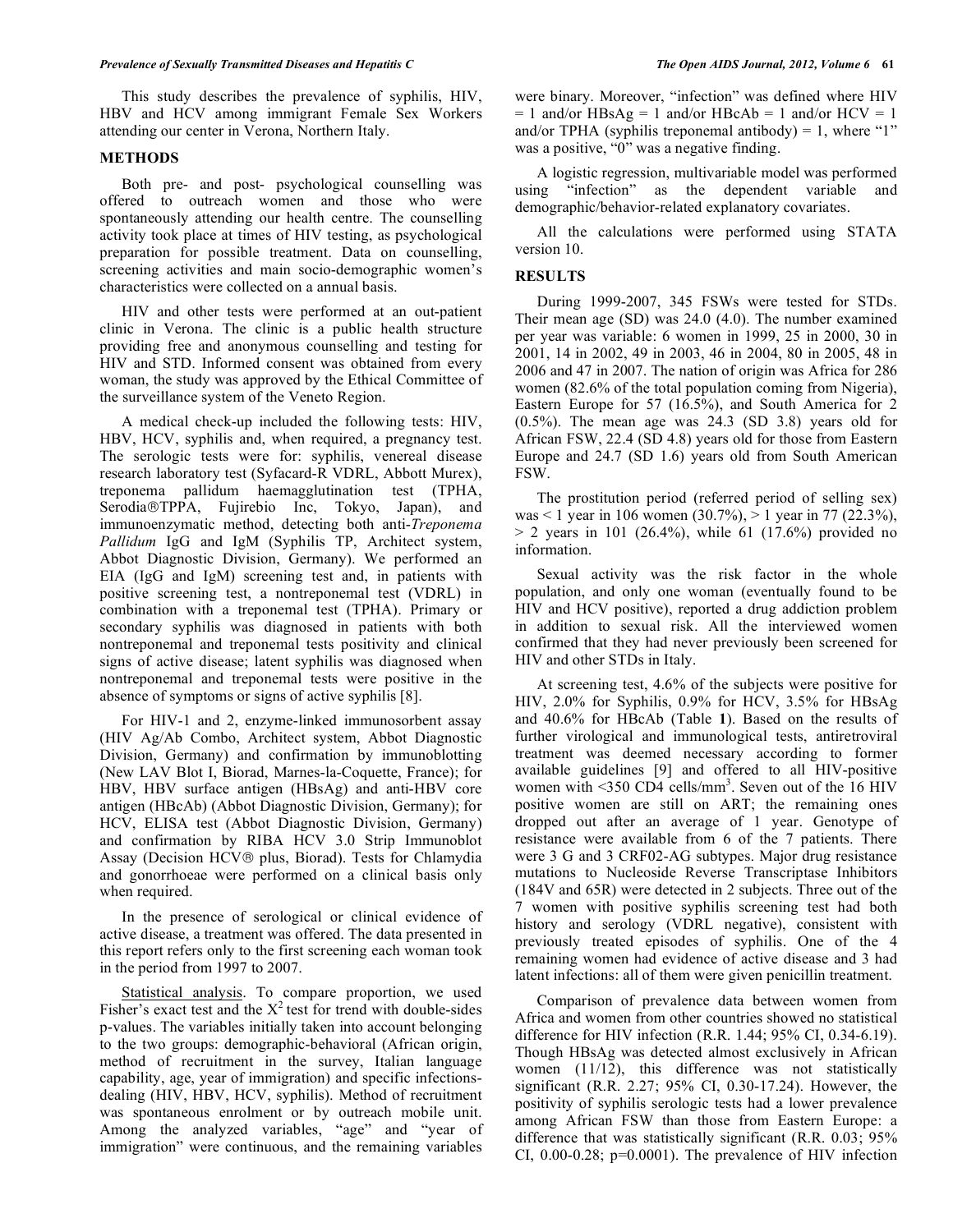This study describes the prevalence of syphilis, HIV, HBV and HCV among immigrant Female Sex Workers attending our center in Verona, Northern Italy.

## METHODS

Both pre- and post- psychological counselling was offered to outreach women and those who were spontaneously attending our health centre. The counselling activity took place at times of HIV testing, as psychological preparation for possible treatment. Data on counselling, screening activities and main socio-demographic women's characteristics were collected on a annual basis.

HIV and other tests were performed at an out-patient clinic in Verona. The clinic is a public health structure providing free and anonymous counselling and testing for HIV and STD. Informed consent was obtained from every woman, the study was approved by the Ethical Committee of the surveillance system of the Veneto Region.

A medical check-up included the following tests: HIV, HBV, HCV, syphilis and, when required, a pregnancy test. The serologic tests were for: syphilis, venereal disease research laboratory test (Syfacard-R VDRL, Abbott Murex), treponema pallidum haemagglutination test (TPHA, Serodia®TPPA, Fujirebio Inc, Tokyo, Japan), and immunoenzymatic method, detecting both anti-*Treponema Pallidum* IgG and IgM (Syphilis TP, Architect system, Abbot Diagnostic Division, Germany). We performed an EIA (IgG and IgM) screening test and, in patients with positive screening test, a nontreponemal test (VDRL) in combination with a treponemal test (TPHA). Primary or secondary syphilis was diagnosed in patients with both nontreponemal and treponemal tests positivity and clinical signs of active disease; latent syphilis was diagnosed when nontreponemal and treponemal tests were positive in the absence of symptoms or signs of active syphilis [8].

For HIV-1 and 2, enzyme-linked immunosorbent assay (HIV Ag/Ab Combo, Architect system, Abbot Diagnostic Division, Germany) and confirmation by immunoblotting (New LAV Blot I, Biorad, Marnes-la-Coquette, France); for HBV, HBV surface antigen (HBsAg) and anti-HBV core antigen (HBcAb) (Abbot Diagnostic Division, Germany); for HCV, ELISA test (Abbot Diagnostic Division, Germany) and confirmation by RIBA HCV 3.0 Strip Immunoblot Assay (Decision HCV® plus, Biorad). Tests for Chlamydia and gonorrhoeae were performed on a clinical basis only when required.

In the presence of serological or clinical evidence of active disease, a treatment was offered. The data presented in this report refers only to the first screening each woman took in the period from 1997 to 2007.

Statistical analysis. To compare proportion, we used Fisher's exact test and the $X^2$ test for trend with double-sides p-values. The variables initially taken into account belonging to the two groups: demographic-behavioral (African origin, method of recruitment in the survey, Italian language capability, age, year of immigration) and specific infections-dealing (HIV, HBV, HCV, syphilis). Method of recruitment was spontaneous enrolment or by outreach mobile unit. Among the analyzed variables, "age" and "year of immigration" were continuous, and the remaining variables were binary. Moreover, "infection" was defined where HIV = 1 and/or HBsAg = 1 and/or HBcAb = 1 and/or HCV = 1 and/or TPHA (syphilis treponemal antibody) = 1, where "1" was a positive, "0" was a negative finding.

A logistic regression, multivariable model was performed using "infection" as the dependent variable and demographic/behavior-related explanatory covariates.

All the calculations were performed using STATA version 10.

## RESULTS

During 1999-2007, 345 FSWs were tested for STDs. Their mean age (SD) was 24.0 (4.0). The number examined per year was variable: 6 women in 1999, 25 in 2000, 30 in 2001, 14 in 2002, 49 in 2003, 46 in 2004, 80 in 2005, 48 in 2006 and 47 in 2007. The nation of origin was Africa for 286 women (82.6% of the total population coming from Nigeria), Eastern Europe for 57 (16.5%), and South America for 2 (0.5%). The mean age was 24.3 (SD 3.8) years old for African FSW, 22.4 (SD 4.8) years old for those from Eastern Europe and 24.7 (SD 1.6) years old from South American FSW.

The prostitution period (referred period of selling sex) was < 1 year in 106 women (30.7%), > 1 year in 77 (22.3%), > 2 years in 101 (26.4%), while 61 (17.6%) provided no information.

Sexual activity was the risk factor in the whole population, and only one woman (eventually found to be HIV and HCV positive), reported a drug addiction problem in addition to sexual risk. All the interviewed women confirmed that they had never previously been screened for HIV and other STDs in Italy.

At screening test, 4.6% of the subjects were positive for HIV, 2.0% for Syphilis, 0.9% for HCV, 3.5% for HBsAg and 40.6% for HBcAb (Table **1**). Based on the results of further virological and immunological tests, antiretroviral treatment was deemed necessary according to former available guidelines [9] and offered to all HIV-positive women with <350 CD4 cells/mm$^3$. Seven out of the 16 HIV positive women are still on ART; the remaining ones dropped out after an average of 1 year. Genotype of resistance were available from 6 of the 7 patients. There were 3 G and 3 CRF02-AG subtypes. Major drug resistance mutations to Nucleoside Reverse Transcriptase Inhibitors (184V and 65R) were detected in 2 subjects. Three out of the 7 women with positive syphilis screening test had both history and serology (VDRL negative), consistent with previously treated episodes of syphilis. One of the 4 remaining women had evidence of active disease and 3 had latent infections: all of them were given penicillin treatment.

Comparison of prevalence data between women from Africa and women from other countries showed no statistical difference for HIV infection (R.R. 1.44; 95% CI, 0.34-6.19). Though HBsAg was detected almost exclusively in African women (11/12), this difference was not statistically significant (R.R. 2.27; 95% CI, 0.30-17.24). However, the positivity of syphilis serologic tests had a lower prevalence among African FSW than those from Eastern Europe: a difference that was statistically significant (R.R. 0.03; 95% CI, 0.00-0.28; p=0.0001). The prevalence of HIV infection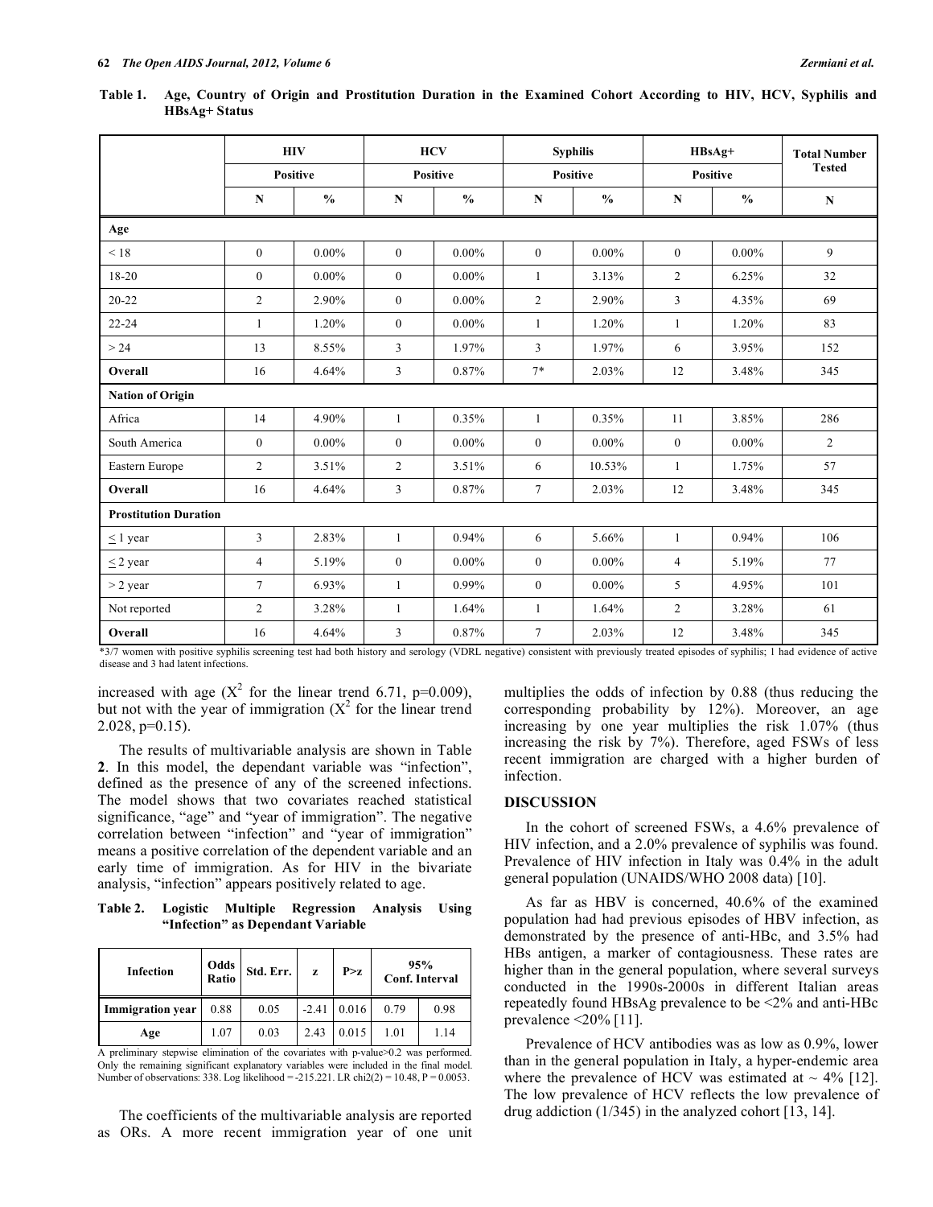**Table 1. Age, Country of Origin and Prostitution Duration in the Examined Cohort According to HIV, HCV, Syphilis and HBsAg+ Status**

| | HIV | | HCV | | Syphilis | | HBsAg+ | | Total Number Tested |
|---|---|---|---|---|---|---|---|---|---|
| | Positive | | Positive | | Positive | | Positive | | |
| | N | % | N | % | N | % | N | % | N |
| **Age** | | | | | | | | | |
| < 18 | 0 | 0.00% | 0 | 0.00% | 0 | 0.00% | 0 | 0.00% | 9 |
| 18-20 | 0 | 0.00% | 0 | 0.00% | 1 | 3.13% | 2 | 6.25% | 32 |
| 20-22 | 2 | 2.90% | 0 | 0.00% | 2 | 2.90% | 3 | 4.35% | 69 |
| 22-24 | 1 | 1.20% | 0 | 0.00% | 1 | 1.20% | 1 | 1.20% | 83 |
| > 24 | 13 | 8.55% | 3 | 1.97% | 3 | 1.97% | 6 | 3.95% | 152 |
| **Overall** | 16 | 4.64% | 3 | 0.87% | 7* | 2.03% | 12 | 3.48% | 345 |
| **Nation of Origin** | | | | | | | | | |
| Africa | 14 | 4.90% | 1 | 0.35% | 1 | 0.35% | 11 | 3.85% | 286 |
| South America | 0 | 0.00% | 0 | 0.00% | 0 | 0.00% | 0 | 0.00% | 2 |
| Eastern Europe | 2 | 3.51% | 2 | 3.51% | 6 | 10.53% | 1 | 1.75% | 57 |
| **Overall** | 16 | 4.64% | 3 | 0.87% | 7 | 2.03% | 12 | 3.48% | 345 |
| **Prostitution Duration** | | | | | | | | | |
| ≤ 1 year | 3 | 2.83% | 1 | 0.94% | 6 | 5.66% | 1 | 0.94% | 106 |
| ≤ 2 year | 4 | 5.19% | 0 | 0.00% | 0 | 0.00% | 4 | 5.19% | 77 |
| > 2 year | 7 | 6.93% | 1 | 0.99% | 0 | 0.00% | 5 | 4.95% | 101 |
| Not reported | 2 | 3.28% | 1 | 1.64% | 1 | 1.64% | 2 | 3.28% | 61 |
| **Overall** | 16 | 4.64% | 3 | 0.87% | 7 | 2.03% | 12 | 3.48% | 345 |

*3/7 women with positive syphilis screening test had both history and serology (VDRL negative) consistent with previously treated episodes of syphilis; 1 had evidence of active disease and 3 had latent infections.

increased with age ($X^2$ for the linear trend 6.71, p=0.009), but not with the year of immigration ($X^2$ for the linear trend 2.028, p=0.15).

The results of multivariable analysis are shown in Table **2**. In this model, the dependant variable was "infection", defined as the presence of any of the screened infections. The model shows that two covariates reached statistical significance, "age" and "year of immigration". The negative correlation between "infection" and "year of immigration" means a positive correlation of the dependent variable and an early time of immigration. As for HIV in the bivariate analysis, "infection" appears positively related to age.

**Table 2. Logistic Multiple Regression Analysis Using "Infection" as Dependant Variable**

| Infection | Odds Ratio | Std. Err. | z | P>z | 95% Conf. Interval | |
|---|---|---|---|---|---|---|
| **Immigration year** | 0.88 | 0.05 | -2.41 | 0.016 | 0.79 | 0.98 |
| **Age** | 1.07 | 0.03 | 2.43 | 0.015 | 1.01 | 1.14 |

A preliminary stepwise elimination of the covariates with p-value>0.2 was performed. Only the remaining significant explanatory variables were included in the final model. Number of observations: 338. Log likelihood = -215.221. LR chi2(2) = 10.48, P = 0.0053.

The coefficients of the multivariable analysis are reported as ORs. A more recent immigration year of one unit multiplies the odds of infection by 0.88 (thus reducing the corresponding probability by 12%). Moreover, an age increasing by one year multiplies the risk 1.07% (thus increasing the risk by 7%). Therefore, aged FSWs of less recent immigration are charged with a higher burden of infection.

## DISCUSSION

In the cohort of screened FSWs, a 4.6% prevalence of HIV infection, and a 2.0% prevalence of syphilis was found. Prevalence of HIV infection in Italy was 0.4% in the adult general population (UNAIDS/WHO 2008 data) [10].

As far as HBV is concerned, 40.6% of the examined population had had previous episodes of HBV infection, as demonstrated by the presence of anti-HBc, and 3.5% had HBs antigen, a marker of contagiousness. These rates are higher than in the general population, where several surveys conducted in the 1990s-2000s in different Italian areas repeatedly found HBsAg prevalence to be <2% and anti-HBc prevalence <20% [11].

Prevalence of HCV antibodies was as low as 0.9%, lower than in the general population in Italy, a hyper-endemic area where the prevalence of HCV was estimated at ~ 4% [12]. The low prevalence of HCV reflects the low prevalence of drug addiction (1/345) in the analyzed cohort [13, 14].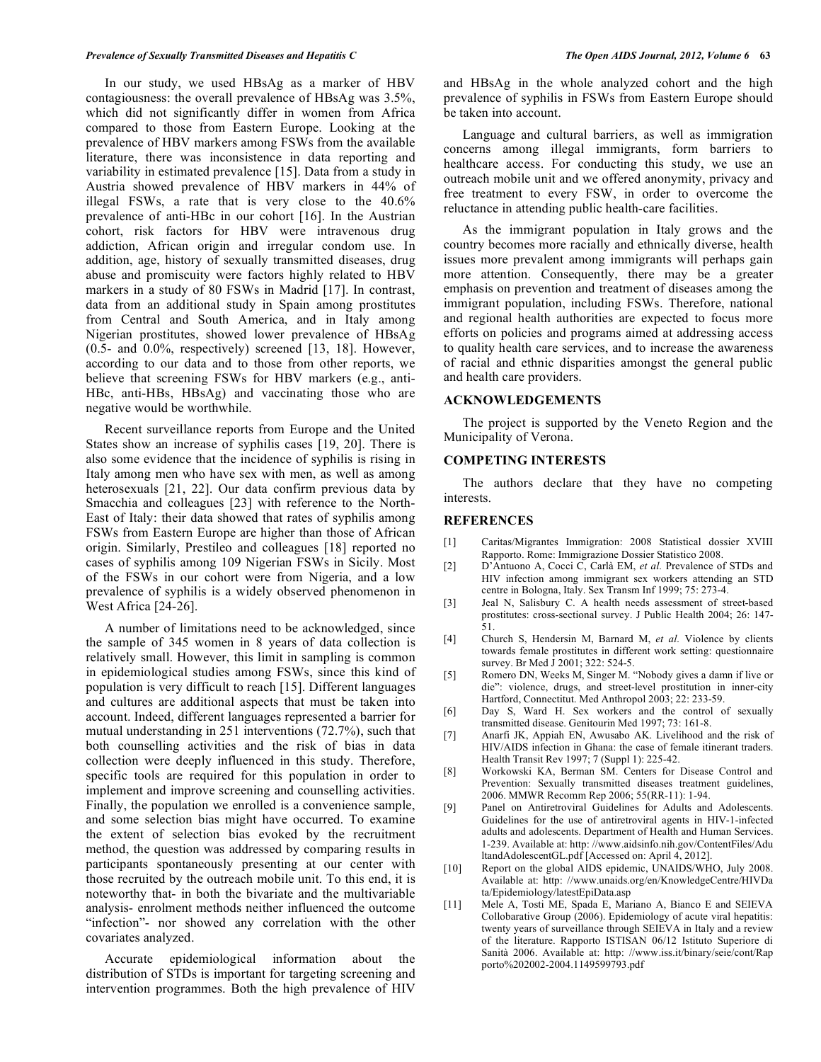In our study, we used HBsAg as a marker of HBV contagiousness: the overall prevalence of HBsAg was 3.5%, which did not significantly differ in women from Africa compared to those from Eastern Europe. Looking at the prevalence of HBV markers among FSWs from the available literature, there was inconsistence in data reporting and variability in estimated prevalence [15]. Data from a study in Austria showed prevalence of HBV markers in 44% of illegal FSWs, a rate that is very close to the 40.6% prevalence of anti-HBc in our cohort [16]. In the Austrian cohort, risk factors for HBV were intravenous drug addiction, African origin and irregular condom use. In addition, age, history of sexually transmitted diseases, drug abuse and promiscuity were factors highly related to HBV markers in a study of 80 FSWs in Madrid [17]. In contrast, data from an additional study in Spain among prostitutes from Central and South America, and in Italy among Nigerian prostitutes, showed lower prevalence of HBsAg (0.5- and 0.0%, respectively) screened [13, 18]. However, according to our data and to those from other reports, we believe that screening FSWs for HBV markers (e.g., anti-HBc, anti-HBs, HBsAg) and vaccinating those who are negative would be worthwhile.

Recent surveillance reports from Europe and the United States show an increase of syphilis cases [19, 20]. There is also some evidence that the incidence of syphilis is rising in Italy among men who have sex with men, as well as among heterosexuals [21, 22]. Our data confirm previous data by Smacchia and colleagues [23] with reference to the North-East of Italy: their data showed that rates of syphilis among FSWs from Eastern Europe are higher than those of African origin. Similarly, Prestileo and colleagues [18] reported no cases of syphilis among 109 Nigerian FSWs in Sicily. Most of the FSWs in our cohort were from Nigeria, and a low prevalence of syphilis is a widely observed phenomenon in West Africa [24-26].

A number of limitations need to be acknowledged, since the sample of 345 women in 8 years of data collection is relatively small. However, this limit in sampling is common in epidemiological studies among FSWs, since this kind of population is very difficult to reach [15]. Different languages and cultures are additional aspects that must be taken into account. Indeed, different languages represented a barrier for mutual understanding in 251 interventions (72.7%), such that both counselling activities and the risk of bias in data collection were deeply influenced in this study. Therefore, specific tools are required for this population in order to implement and improve screening and counselling activities. Finally, the population we enrolled is a convenience sample, and some selection bias might have occurred. To examine the extent of selection bias evoked by the recruitment method, the question was addressed by comparing results in participants spontaneously presenting at our center with those recruited by the outreach mobile unit. To this end, it is noteworthy that- in both the bivariate and the multivariable analysis- enrolment methods neither influenced the outcome "infection"- nor showed any correlation with the other covariates analyzed.

Accurate epidemiological information about the distribution of STDs is important for targeting screening and intervention programmes. Both the high prevalence of HIV and HBsAg in the whole analyzed cohort and the high prevalence of syphilis in FSWs from Eastern Europe should be taken into account.

Language and cultural barriers, as well as immigration concerns among illegal immigrants, form barriers to healthcare access. For conducting this study, we use an outreach mobile unit and we offered anonymity, privacy and free treatment to every FSW, in order to overcome the reluctance in attending public health-care facilities.

As the immigrant population in Italy grows and the country becomes more racially and ethnically diverse, health issues more prevalent among immigrants will perhaps gain more attention. Consequently, there may be a greater emphasis on prevention and treatment of diseases among the immigrant population, including FSWs. Therefore, national and regional health authorities are expected to focus more efforts on policies and programs aimed at addressing access to quality health care services, and to increase the awareness of racial and ethnic disparities amongst the general public and health care providers.

## ACKNOWLEDGEMENTS

The project is supported by the Veneto Region and the Municipality of Verona.

## COMPETING INTERESTS

The authors declare that they have no competing interests.

## REFERENCES

[1] Caritas/Migrantes Immigration: 2008 Statistical dossier XVIII Rapporto. Rome: Immigrazione Dossier Statistico 2008.

[2] D'Antuono A, Cocci C, Carlà EM, *et al.* Prevalence of STDs and HIV infection among immigrant sex workers attending an STD centre in Bologna, Italy. Sex Transm Inf 1999; 75: 273-4.

[3] Jeal N, Salisbury C. A health needs assessment of street-based prostitutes: cross-sectional survey. J Public Health 2004; 26: 147-51.

[4] Church S, Hendersin M, Barnard M, *et al.* Violence by clients towards female prostitutes in different work setting: questionnaire survey. Br Med J 2001; 322: 524-5.

[5] Romero DN, Weeks M, Singer M. "Nobody gives a damn if live or die": violence, drugs, and street-level prostitution in inner-city Hartford, Connectitut. Med Anthropol 2003; 22: 233-59.

[6] Day S, Ward H. Sex workers and the control of sexually transmitted disease. Genitourin Med 1997; 73: 161-8.

[7] Anarfi JK, Appiah EN, Awusabo AK. Livelihood and the risk of HIV/AIDS infection in Ghana: the case of female itinerant traders. Health Transit Rev 1997; 7 (Suppl 1): 225-42.

[8] Workowski KA, Berman SM. Centers for Disease Control and Prevention: Sexually transmitted diseases treatment guidelines, 2006. MMWR Recomm Rep 2006; 55(RR-11): 1-94.

[9] Panel on Antiretroviral Guidelines for Adults and Adolescents. Guidelines for the use of antiretroviral agents in HIV-1-infected adults and adolescents. Department of Health and Human Services. 1-239. Available at: http: //www.aidsinfo.nih.gov/ContentFiles/AdultandAdolescentGL.pdf [Accessed on: April 4, 2012].

[10] Report on the global AIDS epidemic, UNAIDS/WHO, July 2008. Available at: http: //www.unaids.org/en/KnowledgeCentre/HIVData/Epidemiology/latestEpiData.asp

[11] Mele A, Tosti ME, Spada E, Mariano A, Bianco E and SEIEVA Collobarative Group (2006). Epidemiology of acute viral hepatitis: twenty years of surveillance through SEIEVA in Italy and a review of the literature. Rapporto ISTISAN 06/12 Istituto Superiore di Sanità 2006. Available at: http: //www.iss.it/binary/seie/cont/Rapporto%202002-2004.1149599793.pdf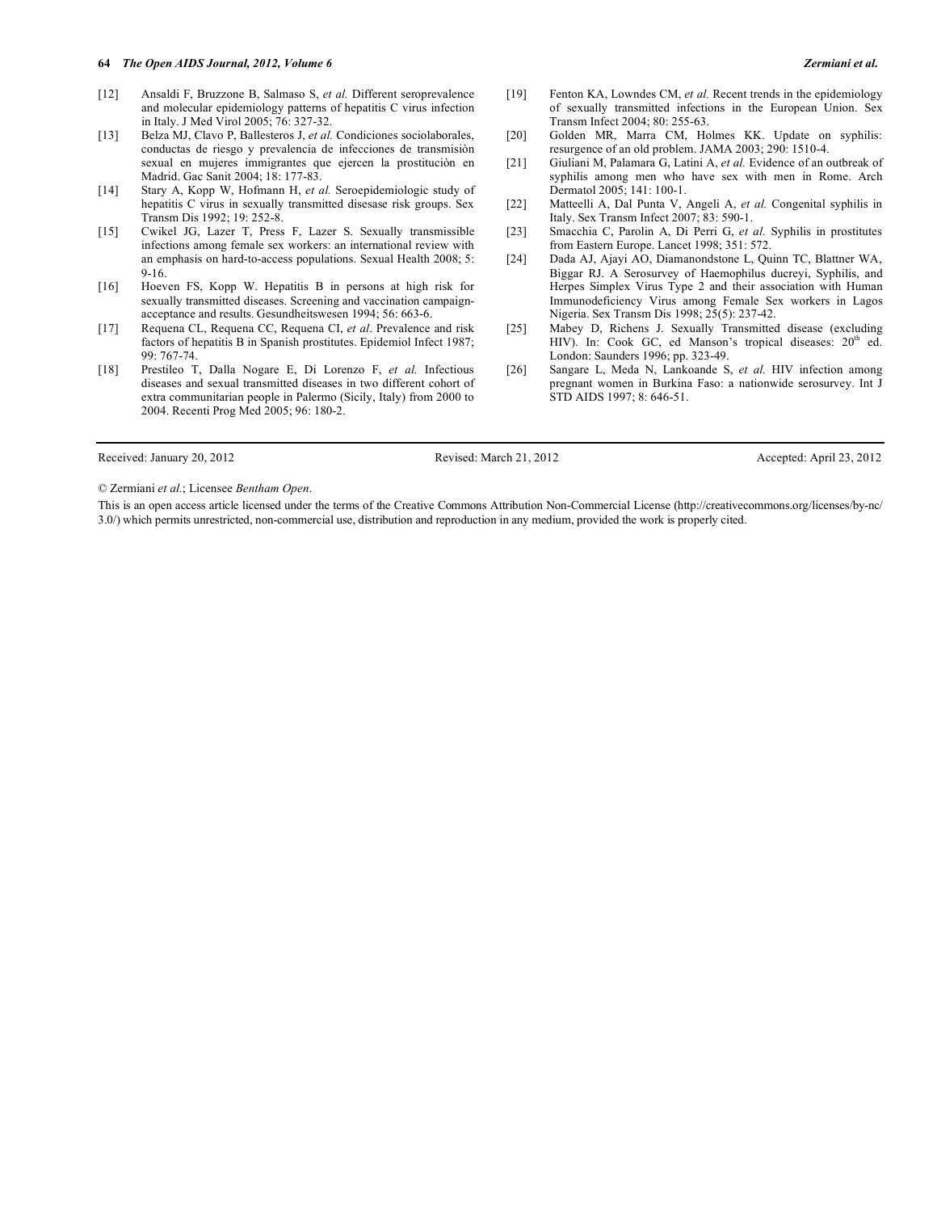[12] Ansaldi F, Bruzzone B, Salmaso S, *et al.* Different seroprevalence and molecular epidemiology patterns of hepatitis C virus infection in Italy. J Med Virol 2005; 76: 327-32.

[13] Belza MJ, Clavo P, Ballesteros J, *et al.* Condiciones sociolaborales, conductas de riesgo y prevalencia de infecciones de transmisiòn sexual en mujeres immigrantes que ejercen la prostituciòn en Madrid. Gac Sanit 2004; 18: 177-83.

[14] Stary A, Kopp W, Hofmann H, *et al.* Seroepidemiologic study of hepatitis C virus in sexually transmitted disesase risk groups. Sex Transm Dis 1992; 19: 252-8.

[15] Cwikel JG, Lazer T, Press F, Lazer S. Sexually transmissible infections among female sex workers: an international review with an emphasis on hard-to-access populations. Sexual Health 2008; 5: 9-16.

[16] Hoeven FS, Kopp W. Hepatitis B in persons at high risk for sexually transmitted diseases. Screening and vaccination campaign-acceptance and results. Gesundheitswesen 1994; 56: 663-6.

[17] Requena CL, Requena CC, Requena CI, *et al*. Prevalence and risk factors of hepatitis B in Spanish prostitutes. Epidemiol Infect 1987; 99: 767-74.

[18] Prestileo T, Dalla Nogare E, Di Lorenzo F, *et al.* Infectious diseases and sexual transmitted diseases in two different cohort of extra communitarian people in Palermo (Sicily, Italy) from 2000 to 2004. Recenti Prog Med 2005; 96: 180-2.

[19] Fenton KA, Lowndes CM, *et al.* Recent trends in the epidemiology of sexually transmitted infections in the European Union. Sex Transm Infect 2004; 80: 255-63.

[20] Golden MR, Marra CM, Holmes KK. Update on syphilis: resurgence of an old problem. JAMA 2003; 290: 1510-4.

[21] Giuliani M, Palamara G, Latini A, *et al.* Evidence of an outbreak of syphilis among men who have sex with men in Rome. Arch Dermatol 2005; 141: 100-1.

[22] Matteelli A, Dal Punta V, Angeli A, *et al.* Congenital syphilis in Italy. Sex Transm Infect 2007; 83: 590-1.

[23] Smacchia C, Parolin A, Di Perri G, *et al.* Syphilis in prostitutes from Eastern Europe. Lancet 1998; 351: 572.

[24] Dada AJ, Ajayi AO, Diamanondstone L, Quinn TC, Blattner WA, Biggar RJ. A Serosurvey of Haemophilus ducreyi, Syphilis, and Herpes Simplex Virus Type 2 and their association with Human Immunodeficiency Virus among Female Sex workers in Lagos Nigeria. Sex Transm Dis 1998; 25(5): 237-42.

[25] Mabey D, Richens J. Sexually Transmitted disease (excluding HIV). In: Cook GC, ed Manson's tropical diseases: 20th ed. London: Saunders 1996; pp. 323-49.

[26] Sangare L, Meda N, Lankoande S, *et al.* HIV infection among pregnant women in Burkina Faso: a nationwide serosurvey. Int J STD AIDS 1997; 8: 646-51.

Received: January 20, 2012 Revised: March 21, 2012 Accepted: April 23, 2012

© Zermiani *et al.*; Licensee *Bentham Open*.

This is an open access article licensed under the terms of the Creative Commons Attribution Non-Commercial License (http://creativecommons.org/licenses/by-nc/3.0/) which permits unrestricted, non-commercial use, distribution and reproduction in any medium, provided the work is properly cited.